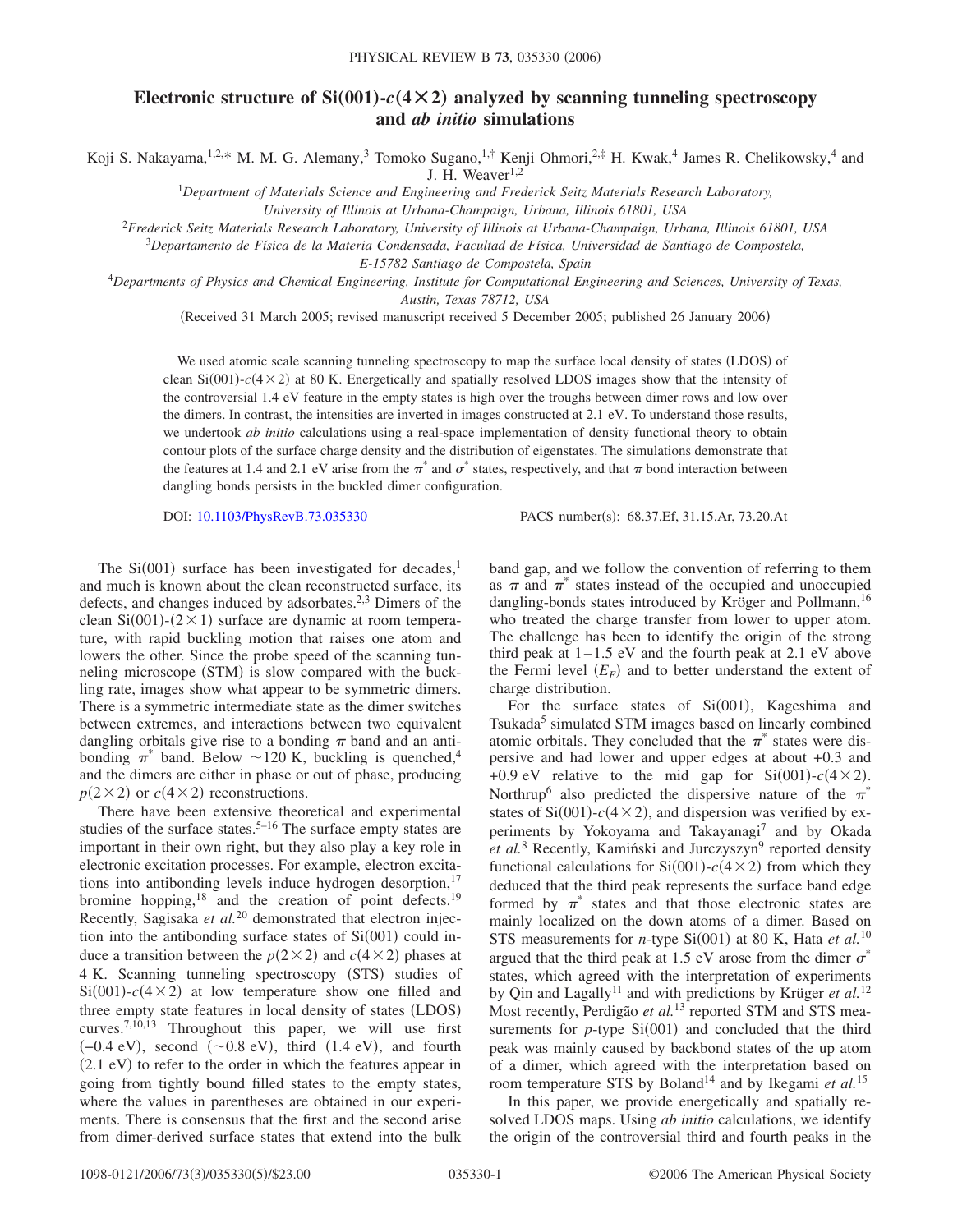# Electronic structure of Si(001)-$c(4\times2)$ analyzed by scanning tunneling spectroscopy and *ab initio* simulations

Koji S. Nakayama,[1,2,*] M. M. G. Alemany,[3] Tomoko Sugano,[1,†] Kenji Ohmori,[2,‡] H. Kwak,[4] James R. Chelikowsky,[4] and J. H. Weaver[1,2]

[1]*Department of Materials Science and Engineering and Frederick Seitz Materials Research Laboratory, University of Illinois at Urbana-Champaign, Urbana, Illinois 61801, USA*

[2]*Frederick Seitz Materials Research Laboratory, University of Illinois at Urbana-Champaign, Urbana, Illinois 61801, USA*

[3]*Departamento de Física de la Materia Condensada, Facultad de Física, Universidad de Santiago de Compostela, E-15782 Santiago de Compostela, Spain*

[4]*Departments of Physics and Chemical Engineering, Institute for Computational Engineering and Sciences, University of Texas, Austin, Texas 78712, USA*

(Received 31 March 2005; revised manuscript received 5 December 2005; published 26 January 2006)

We used atomic scale scanning tunneling spectroscopy to map the surface local density of states (LDOS) of clean Si(001)-$c(4\times2)$ at 80 K. Energetically and spatially resolved LDOS images show that the intensity of the controversial 1.4 eV feature in the empty states is high over the troughs between dimer rows and low over the dimers. In contrast, the intensities are inverted in images constructed at 2.1 eV. To understand those results, we undertook *ab initio* calculations using a real-space implementation of density functional theory to obtain contour plots of the surface charge density and the distribution of eigenstates. The simulations demonstrate that the features at 1.4 and 2.1 eV arise from the $\pi^*$ and $\sigma^*$ states, respectively, and that $\pi$ bond interaction between dangling bonds persists in the buckled dimer configuration.

DOI: 10.1103/PhysRevB.73.035330 PACS number(s): 68.37.Ef, 31.15.Ar, 73.20.At

The Si(001) surface has been investigated for decades,[1] and much is known about the clean reconstructed surface, its defects, and changes induced by adsorbates.[2,3] Dimers of the clean Si(001)-$(2\times1)$ surface are dynamic at room temperature, with rapid buckling motion that raises one atom and lowers the other. Since the probe speed of the scanning tunneling microscope (STM) is slow compared with the buckling rate, images show what appear to be symmetric dimers. There is a symmetric intermediate state as the dimer switches between extremes, and interactions between two equivalent dangling orbitals give rise to a bonding $\pi$ band and an antibonding $\pi^*$ band. Below $\sim$120 K, buckling is quenched,[4] and the dimers are either in phase or out of phase, producing $p(2\times2)$ or $c(4\times2)$ reconstructions.

There have been extensive theoretical and experimental studies of the surface states.[5–16] The surface empty states are important in their own right, but they also play a key role in electronic excitation processes. For example, electron excitations into antibonding levels induce hydrogen desorption,[17] bromine hopping,[18] and the creation of point defects.[19] Recently, Sagisaka *et al.*[20] demonstrated that electron injection into the antibonding surface states of Si(001) could induce a transition between the $p(2\times2)$ and $c(4\times2)$ phases at 4 K. Scanning tunneling spectroscopy (STS) studies of Si(001)-$c(4\times2)$ at low temperature show one filled and three empty state features in local density of states (LDOS) curves.[7,10,13] Throughout this paper, we will use first ($-0.4$ eV), second ($\sim0.8$ eV), third (1.4 eV), and fourth (2.1 eV) to refer to the order in which the features appear in going from tightly bound filled states to the empty states, where the values in parentheses are obtained in our experiments. There is consensus that the first and the second arise from dimer-derived surface states that extend into the bulk band gap, and we follow the convention of referring to them as $\pi$ and $\pi^*$ states instead of the occupied and unoccupied dangling-bonds states introduced by Kröger and Pollmann,[16] who treated the charge transfer from lower to upper atom. The challenge has been to identify the origin of the strong third peak at 1–1.5 eV and the fourth peak at 2.1 eV above the Fermi level ($E_F$) and to better understand the extent of charge distribution.

For the surface states of Si(001), Kageshima and Tsukada[5] simulated STM images based on linearly combined atomic orbitals. They concluded that the $\pi^*$ states were dispersive and had lower and upper edges at about $+0.3$ and $+0.9$ eV relative to the mid gap for Si(001)-$c(4\times2)$. Northrup[6] also predicted the dispersive nature of the $\pi^*$ states of Si(001)-$c(4\times2)$, and dispersion was verified by experiments by Yokoyama and Takayanagi[7] and by Okada *et al.*[8] Recently, Kamiński and Jurczyszyn[9] reported density functional calculations for Si(001)-$c(4\times2)$ from which they deduced that the third peak represents the surface band edge formed by $\pi^*$ states and that those electronic states are mainly localized on the down atoms of a dimer. Based on STS measurements for *n*-type Si(001) at 80 K, Hata *et al.*[10] argued that the third peak at 1.5 eV arose from the dimer $\sigma^*$ states, which agreed with the interpretation of experiments by Qin and Lagally[11] and with predictions by Krüger *et al.*[12] Most recently, Perdigão *et al.*[13] reported STM and STS measurements for *p*-type Si(001) and concluded that the third peak was mainly caused by backbond states of the up atom of a dimer, which agreed with the interpretation based on room temperature STS by Boland[14] and by Ikegami *et al.*[15]

In this paper, we provide energetically and spatially resolved LDOS maps. Using *ab initio* calculations, we identify the origin of the controversial third and fourth peaks in the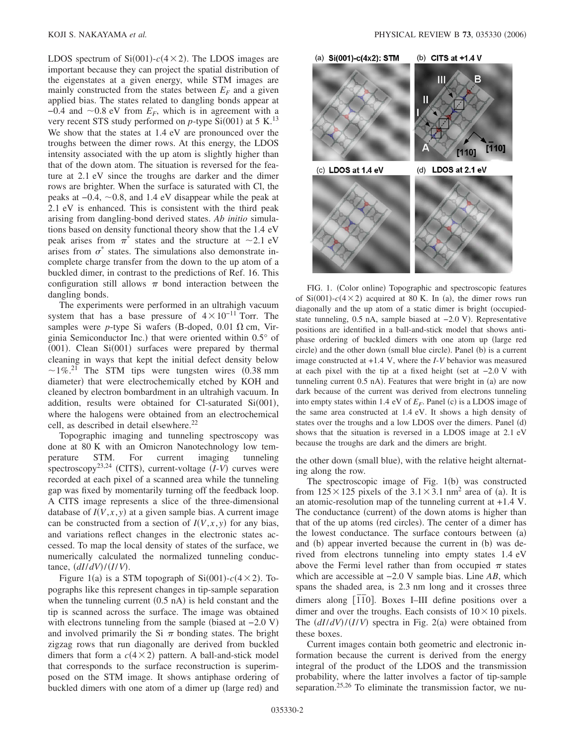LDOS spectrum of Si(001)-$c(4\times2)$. The LDOS images are important because they can project the spatial distribution of the eigenstates at a given energy, while STM images are mainly constructed from the states between $E_F$ and a given applied bias. The states related to dangling bonds appear at $-0.4$ and $\sim0.8$ eV from $E_F$, which is in agreement with a very recent STS study performed on *p*-type Si(001) at 5 K.[13] We show that the states at 1.4 eV are pronounced over the troughs between the dimer rows. At this energy, the LDOS intensity associated with the up atom is slightly higher than that of the down atom. The situation is reversed for the feature at 2.1 eV since the troughs are darker and the dimer rows are brighter. When the surface is saturated with Cl, the peaks at $-0.4$, $\sim0.8$, and 1.4 eV disappear while the peak at 2.1 eV is enhanced. This is consistent with the third peak arising from dangling-bond derived states. *Ab initio* simulations based on density functional theory show that the 1.4 eV peak arises from $\pi^*$ states and the structure at $\sim2.1$ eV arises from $\sigma^*$ states. The simulations also demonstrate incomplete charge transfer from the down to the up atom of a buckled dimer, in contrast to the predictions of Ref. 16. This configuration still allows $\pi$ bond interaction between the dangling bonds.

The experiments were performed in an ultrahigh vacuum system that has a base pressure of $4\times10^{-11}$ Torr. The samples were *p*-type Si wafers (B-doped, 0.01 $\Omega$ cm, Virginia Semiconductor Inc.) that were oriented within 0.5° of (001). Clean Si(001) surfaces were prepared by thermal cleaning in ways that kept the initial defect density below $\sim1\%$.[21] The STM tips were tungsten wires (0.38 mm diameter) that were electrochemically etched by KOH and cleaned by electron bombardment in an ultrahigh vacuum. In addition, results were obtained for Cl-saturated Si(001), where the halogens were obtained from an electrochemical cell, as described in detail elsewhere.[22]

Topographic imaging and tunneling spectroscopy was done at 80 K with an Omicron Nanotechnology low temperature STM. For current imaging tunneling spectroscopy[23,24] (CITS), current-voltage (*I-V*) curves were recorded at each pixel of a scanned area while the tunneling gap was fixed by momentarily turning off the feedback loop. A CITS image represents a slice of the three-dimensional database of $I(V,x,y)$ at a given sample bias. A current image can be constructed from a section of $I(V,x,y)$ for any bias, and variations reflect changes in the electronic states accessed. To map the local density of states of the surface, we numerically calculated the normalized tunneling conductance, $(dI/dV)/(I/V)$.

Figure 1(a) is a STM topograph of Si(001)-$c(4\times2)$. Topographs like this represent changes in tip-sample separation when the tunneling current (0.5 nA) is held constant and the tip is scanned across the surface. The image was obtained with electrons tunneling from the sample (biased at $-2.0$ V) and involved primarily the Si $\pi$ bonding states. The bright zigzag rows that run diagonally are derived from buckled dimers that form a $c(4\times2)$ pattern. A ball-and-stick model that corresponds to the surface reconstruction is superimposed on the STM image. It shows antiphase ordering of buckled dimers with one atom of a dimer up (large red) and the other down (small blue), with the relative height alternating along the row.

FIG. 1. (Color online) Topographic and spectroscopic features of Si(001)-$c(4\times2)$ acquired at 80 K. In (a), the dimer rows run diagonally and the up atom of a static dimer is bright (occupied-state tunneling, 0.5 nA, sample biased at $-2.0$ V). Representative positions are identified in a ball-and-stick model that shows antiphase ordering of buckled dimers with one atom up (large red circle) and the other down (small blue circle). Panel (b) is a current image constructed at +1.4 V, where the *I-V* behavior was measured at each pixel with the tip at a fixed height (set at $-2.0$ V with tunneling current 0.5 nA). Features that were bright in (a) are now dark because of the current was derived from electrons tunneling into empty states within 1.4 eV of $E_F$. Panel (c) is a LDOS image of the same area constructed at 1.4 eV. It shows a high density of states over the troughs and a low LDOS over the dimers. Panel (d) shows that the situation is reversed in a LDOS image at 2.1 eV because the troughs are dark and the dimers are bright.

The spectroscopic image of Fig. 1(b) was constructed from $125\times125$ pixels of the $3.1\times3.1$ nm$^2$ area of (a). It is an atomic-resolution map of the tunneling current at +1.4 V. The conductance (current) of the down atoms is higher than that of the up atoms (red circles). The center of a dimer has the lowest conductance. The surface contours between (a) and (b) appear inverted because the current in (b) was derived from electrons tunneling into empty states 1.4 eV above the Fermi level rather than from occupied $\pi$ states which are accessible at $-2.0$ V sample bias. Line *AB*, which spans the shaded area, is 2.3 nm long and it crosses three dimers along $[\bar{1}\bar{1}0]$. Boxes I–III define positions over a dimer and over the troughs. Each consists of $10\times10$ pixels. The $(dI/dV)/(I/V)$ spectra in Fig. 2(a) were obtained from these boxes.

Current images contain both geometric and electronic information because the current is derived from the energy integral of the product of the LDOS and the transmission probability, where the latter involves a factor of tip-sample separation.[25,26] To eliminate the transmission factor, we nu-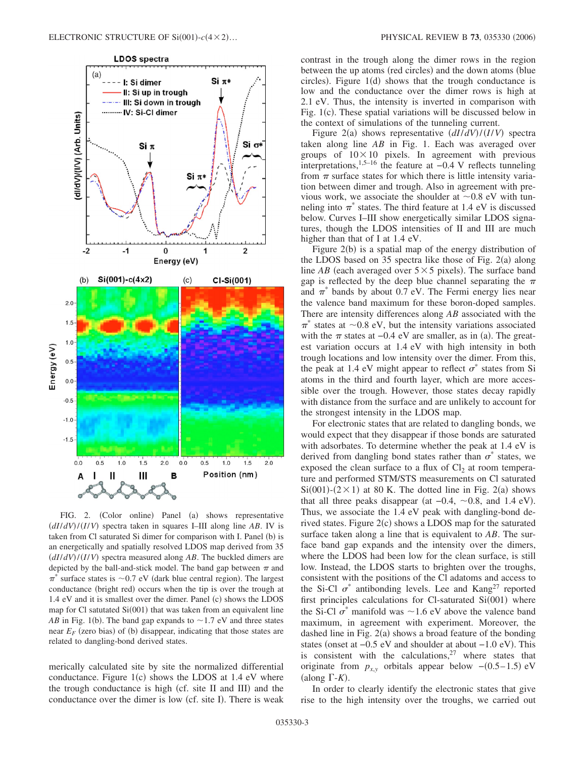FIG. 2. (Color online) Panel (a) shows representative $(dI/dV)/(I/V)$ spectra taken in squares I–III along line $AB$. IV is taken from Cl saturated Si dimer for comparison with I. Panel (b) is an energetically and spatially resolved LDOS map derived from 35 $(dI/dV)/(I/V)$ spectra measured along $AB$. The buckled dimers are depicted by the ball-and-stick model. The band gap between $\pi$ and $\pi^*$ surface states is ~0.7 eV (dark blue central region). The largest conductance (bright red) occurs when the tip is over the trough at 1.4 eV and it is smallest over the dimer. Panel (c) shows the LDOS map for Cl satutated Si(001) that was taken from an equivalent line $AB$ in Fig. 1(b). The band gap expands to ~1.7 eV and three states near $E_F$ (zero bias) of (b) disappear, indicating that those states are related to dangling-bond derived states.

merically calculated site by site the normalized differential conductance. Figure 1(c) shows the LDOS at 1.4 eV where the trough conductance is high (cf. site II and III) and the conductance over the dimer is low (cf. site I). There is weak contrast in the trough along the dimer rows in the region between the up atoms (red circles) and the down atoms (blue circles). Figure 1(d) shows that the trough conductance is low and the conductance over the dimer rows is high at 2.1 eV. Thus, the intensity is inverted in comparison with Fig. 1(c). These spatial variations will be discussed below in the context of simulations of the tunneling current.

Figure 2(a) shows representative $(dI/dV)/(I/V)$ spectra taken along line $AB$ in Fig. 1. Each was averaged over groups of $10\times10$ pixels. In agreement with previous interpretations,[1,5–16] the feature at −0.4 V reflects tunneling from $\pi$ surface states for which there is little intensity variation between dimer and trough. Also in agreement with previous work, we associate the shoulder at ~0.8 eV with tunneling into $\pi^*$ states. The third feature at 1.4 eV is discussed below. Curves I–III show energetically similar LDOS signatures, though the LDOS intensities of II and III are much higher than that of I at 1.4 eV.

Figure 2(b) is a spatial map of the energy distribution of the LDOS based on 35 spectra like those of Fig. 2(a) along line $AB$ (each averaged over $5\times5$ pixels). The surface band gap is reflected by the deep blue channel separating the $\pi$ and $\pi^*$ bands by about 0.7 eV. The Fermi energy lies near the valence band maximum for these boron-doped samples. There are intensity differences along $AB$ associated with the $\pi^*$ states at ~0.8 eV, but the intensity variations associated with the $\pi$ states at −0.4 eV are smaller, as in (a). The greatest variation occurs at 1.4 eV with high intensity in both trough locations and low intensity over the dimer. From this, the peak at 1.4 eV might appear to reflect $\sigma^*$ states from Si atoms in the third and fourth layer, which are more accessible over the trough. However, those states decay rapidly with distance from the surface and are unlikely to account for the strongest intensity in the LDOS map.

For electronic states that are related to dangling bonds, we would expect that they disappear if those bonds are saturated with adsorbates. To determine whether the peak at 1.4 eV is derived from dangling bond states rather than $\sigma^*$ states, we exposed the clean surface to a flux of $Cl_2$ at room temperature and performed STM/STS measurements on Cl saturated Si(001)-$(2\times1)$ at 80 K. The dotted line in Fig. 2(a) shows that all three peaks disappear (at −0.4, ~0.8, and 1.4 eV). Thus, we associate the 1.4 eV peak with dangling-bond derived states. Figure 2(c) shows a LDOS map for the saturated surface taken along a line that is equivalent to $AB$. The surface band gap expands and the intensity over the dimers, where the LDOS had been low for the clean surface, is still low. Instead, the LDOS starts to brighten over the troughs, consistent with the positions of the Cl adatoms and access to the Si-Cl $\sigma^*$ antibonding levels. Lee and Kang[27] reported first principles calculations for Cl-saturated Si(001) where the Si-Cl $\sigma^*$ manifold was ~1.6 eV above the valence band maximum, in agreement with experiment. Moreover, the dashed line in Fig. 2(a) shows a broad feature of the bonding states (onset at −0.5 eV and shoulder at about −1.0 eV). This is consistent with the calculations,[27] where states that originate from $p_{x,y}$ orbitals appear below −(0.5–1.5) eV (along Γ-$K$).

In order to clearly identify the electronic states that give rise to the high intensity over the troughs, we carried out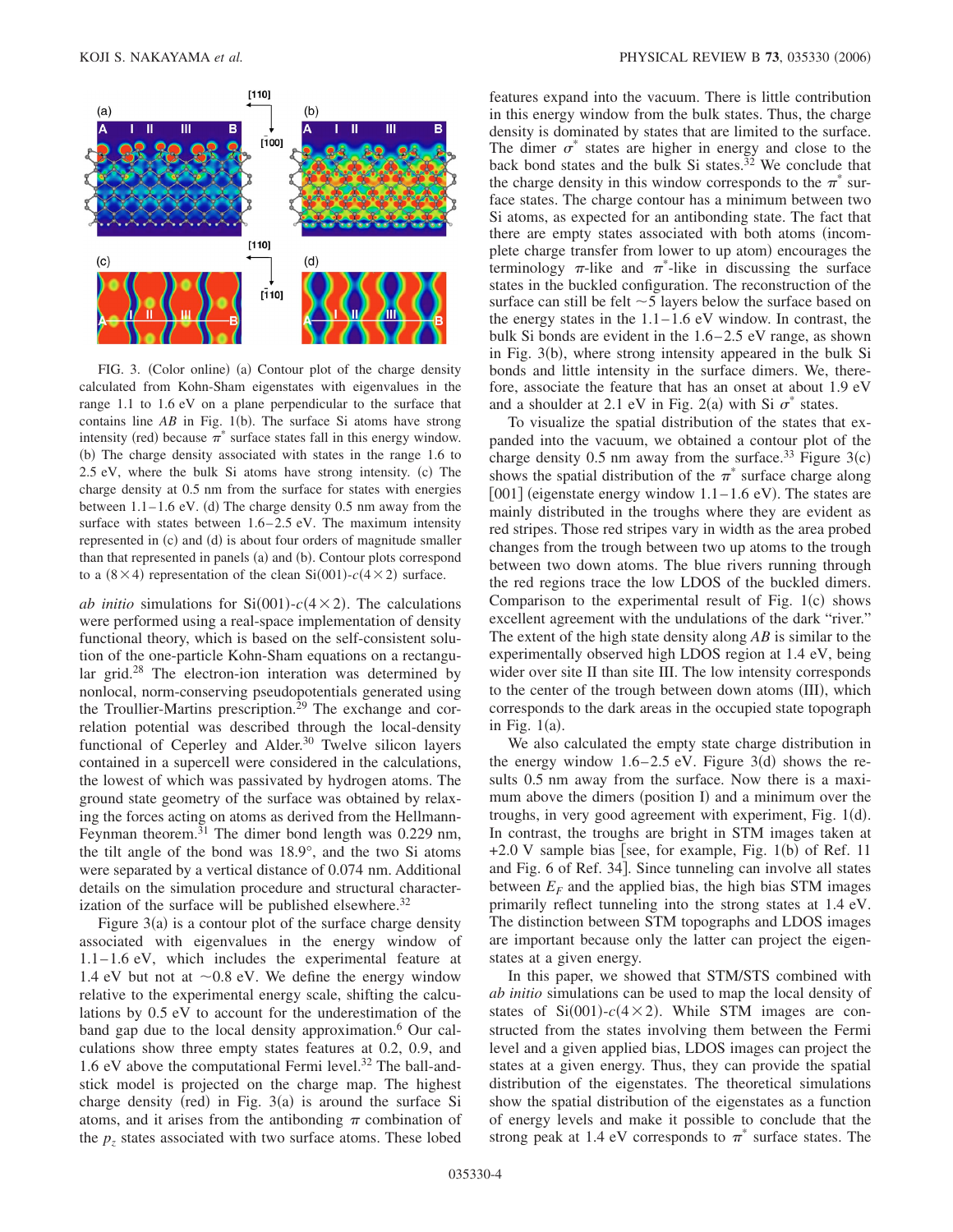FIG. 3. (Color online) (a) Contour plot of the charge density calculated from Kohn-Sham eigenstates with eigenvalues in the range 1.1 to 1.6 eV on a plane perpendicular to the surface that contains line *AB* in Fig. 1(b). The surface Si atoms have strong intensity (red) because $\pi^*$ surface states fall in this energy window. (b) The charge density associated with states in the range 1.6 to 2.5 eV, where the bulk Si atoms have strong intensity. (c) The charge density at 0.5 nm from the surface for states with energies between 1.1–1.6 eV. (d) The charge density 0.5 nm away from the surface with states between 1.6–2.5 eV. The maximum intensity represented in (c) and (d) is about four orders of magnitude smaller than that represented in panels (a) and (b). Contour plots correspond to a $(8\times4)$ representation of the clean Si(001)-$c(4\times2)$ surface.

*ab initio* simulations for Si(001)-$c(4\times2)$. The calculations were performed using a real-space implementation of density functional theory, which is based on the self-consistent solution of the one-particle Kohn-Sham equations on a rectangular grid.[28] The electron-ion interaction was determined by nonlocal, norm-conserving pseudopotentials generated using the Troullier-Martins prescription.[29] The exchange and correlation potential was described through the local-density functional of Ceperley and Alder.[30] Twelve silicon layers contained in a supercell were considered in the calculations, the lowest of which was passivated by hydrogen atoms. The ground state geometry of the surface was obtained by relaxing the forces acting on atoms as derived from the Hellmann-Feynman theorem.[31] The dimer bond length was 0.229 nm, the tilt angle of the bond was 18.9°, and the two Si atoms were separated by a vertical distance of 0.074 nm. Additional details on the simulation procedure and structural characterization of the surface will be published elsewhere.[32]

Figure 3(a) is a contour plot of the surface charge density associated with eigenvalues in the energy window of 1.1–1.6 eV, which includes the experimental feature at 1.4 eV but not at ~0.8 eV. We define the energy window relative to the experimental energy scale, shifting the calculations by 0.5 eV to account for the underestimation of the band gap due to the local density approximation.[6] Our calculations show three empty states features at 0.2, 0.9, and 1.6 eV above the computational Fermi level.[32] The ball-and-stick model is projected on the charge map. The highest charge density (red) in Fig. 3(a) is around the surface Si atoms, and it arises from the antibonding $\pi$ combination of the $p_z$ states associated with two surface atoms. These lobed features expand into the vacuum. There is little contribution in this energy window from the bulk states. Thus, the charge density is dominated by states that are limited to the surface. The dimer $\sigma^*$ states are higher in energy and close to the back bond states and the bulk Si states.[32] We conclude that the charge density in this window corresponds to the $\pi^*$ surface states. The charge contour has a minimum between two Si atoms, as expected for an antibonding state. The fact that there are empty states associated with both atoms (incomplete charge transfer from lower to up atom) encourages the terminology $\pi$-like and $\pi^*$-like in discussing the surface states in the buckled configuration. The reconstruction of the surface can still be felt ~5 layers below the surface based on the energy states in the 1.1–1.6 eV window. In contrast, the bulk Si bonds are evident in the 1.6–2.5 eV range, as shown in Fig. 3(b), where strong intensity appeared in the bulk Si bonds and little intensity in the surface dimers. We, therefore, associate the feature that has an onset at about 1.9 eV and a shoulder at 2.1 eV in Fig. 2(a) with Si $\sigma^*$ states.

To visualize the spatial distribution of the states that expanded into the vacuum, we obtained a contour plot of the charge density 0.5 nm away from the surface.[33] Figure 3(c) shows the spatial distribution of the $\pi^*$ surface charge along [001] (eigenstate energy window 1.1–1.6 eV). The states are mainly distributed in the troughs where they are evident as red stripes. Those red stripes vary in width as the area probed changes from the trough between two up atoms to the trough between two down atoms. The blue rivers running through the red regions trace the low LDOS of the buckled dimers. Comparison to the experimental result of Fig. 1(c) shows excellent agreement with the undulations of the dark "river." The extent of the high state density along *AB* is similar to the experimentally observed high LDOS region at 1.4 eV, being wider over site II than site III. The low intensity corresponds to the center of the trough between down atoms (III), which corresponds to the dark areas in the occupied state topograph in Fig. 1(a).

We also calculated the empty state charge distribution in the energy window 1.6–2.5 eV. Figure 3(d) shows the results 0.5 nm away from the surface. Now there is a maximum above the dimers (position I) and a minimum over the troughs, in very good agreement with experiment, Fig. 1(d). In contrast, the troughs are bright in STM images taken at +2.0 V sample bias [see, for example, Fig. 1(b) of Ref. 11 and Fig. 6 of Ref. 34]. Since tunneling can involve all states between $E_F$ and the applied bias, the high bias STM images primarily reflect tunneling into the strong states at 1.4 eV. The distinction between STM topographs and LDOS images are important because only the latter can project the eigenstates at a given energy.

In this paper, we showed that STM/STS combined with *ab initio* simulations can be used to map the local density of states of Si(001)-$c(4\times2)$. While STM images are constructed from the states involving them between the Fermi level and a given applied bias, LDOS images can project the states at a given energy. Thus, they can provide the spatial distribution of the eigenstates. The theoretical simulations show the spatial distribution of the eigenstates as a function of energy levels and make it possible to conclude that the strong peak at 1.4 eV corresponds to $\pi^*$ surface states. The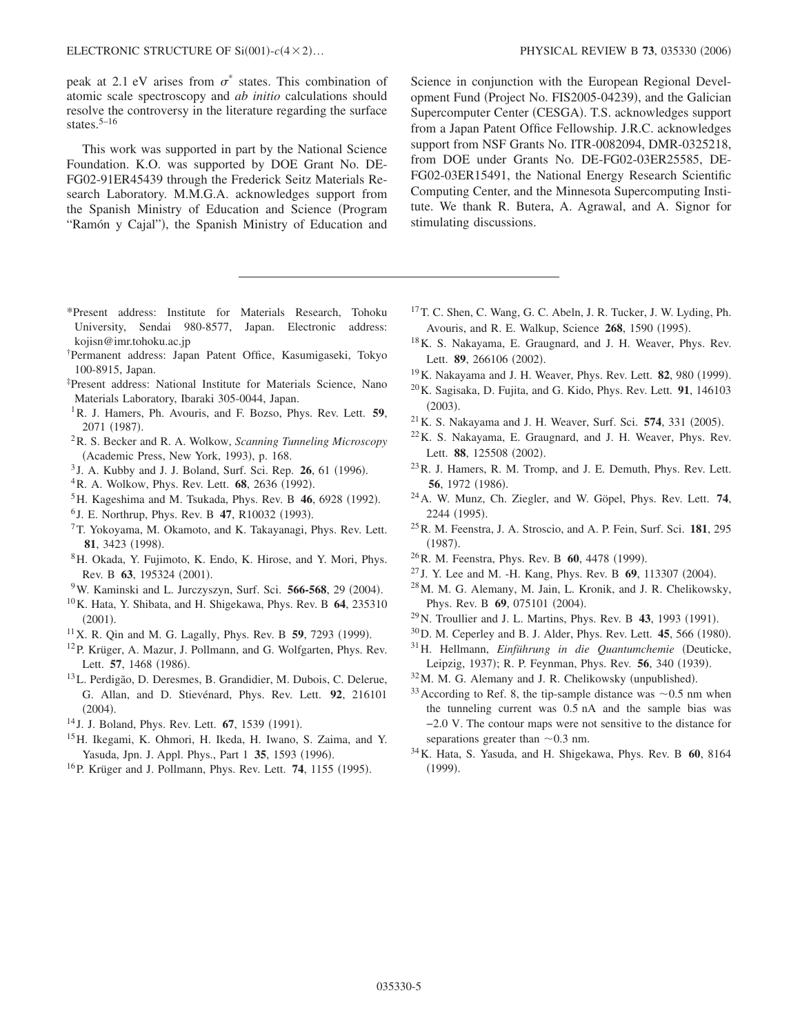peak at 2.1 eV arises from $\sigma^*$ states. This combination of atomic scale spectroscopy and *ab initio* calculations should resolve the controversy in the literature regarding the surface states.[5–16]

This work was supported in part by the National Science Foundation. K.O. was supported by DOE Grant No. DE-FG02-91ER45439 through the Frederick Seitz Materials Research Laboratory. M.M.G.A. acknowledges support from the Spanish Ministry of Education and Science (Program "Ramón y Cajal"), the Spanish Ministry of Education and Science in conjunction with the European Regional Development Fund (Project No. FIS2005-04239), and the Galician Supercomputer Center (CESGA). T.S. acknowledges support from a Japan Patent Office Fellowship. J.R.C. acknowledges support from NSF Grants No. ITR-0082094, DMR-0325218, from DOE under Grants No. DE-FG02-03ER25585, DE-FG02-03ER15491, the National Energy Research Scientific Computing Center, and the Minnesota Supercomputing Institute. We thank R. Butera, A. Agrawal, and A. Signor for stimulating discussions.

---

*Present address: Institute for Materials Research, Tohoku University, Sendai 980-8577, Japan. Electronic address: kojisn@imr.tohoku.ac.jp

†Permanent address: Japan Patent Office, Kasumigaseki, Tokyo 100-8915, Japan.

‡Present address: National Institute for Materials Science, Nano Materials Laboratory, Ibaraki 305-0044, Japan.

[1] R. J. Hamers, Ph. Avouris, and F. Bozso, Phys. Rev. Lett. **59**, 2071 (1987).

[2] R. S. Becker and R. A. Wolkow, *Scanning Tunneling Microscopy* (Academic Press, New York, 1993), p. 168.

[3] J. A. Kubby and J. J. Boland, Surf. Sci. Rep. **26**, 61 (1996).

[4] R. A. Wolkow, Phys. Rev. Lett. **68**, 2636 (1992).

[5] H. Kageshima and M. Tsukada, Phys. Rev. B **46**, 6928 (1992).

[6] J. E. Northrup, Phys. Rev. B **47**, R10032 (1993).

[7] T. Yokoyama, M. Okamoto, and K. Takayanagi, Phys. Rev. Lett. **81**, 3423 (1998).

[8] H. Okada, Y. Fujimoto, K. Endo, K. Hirose, and Y. Mori, Phys. Rev. B **63**, 195324 (2001).

[9] W. Kaminski and L. Jurczyszyn, Surf. Sci. **566-568**, 29 (2004).

[10] K. Hata, Y. Shibata, and H. Shigekawa, Phys. Rev. B **64**, 235310 (2001).

[11] X. R. Qin and M. G. Lagally, Phys. Rev. B **59**, 7293 (1999).

[12] P. Krüger, A. Mazur, J. Pollmann, and G. Wolfgarten, Phys. Rev. Lett. **57**, 1468 (1986).

[13] L. Perdigão, D. Deresmes, B. Grandidier, M. Dubois, C. Delerue, G. Allan, and D. Stiévenard, Phys. Rev. Lett. **92**, 216101 (2004).

[14] J. J. Boland, Phys. Rev. Lett. **67**, 1539 (1991).

[15] H. Ikegami, K. Ohmori, H. Ikeda, H. Iwano, S. Zaima, and Y. Yasuda, Jpn. J. Appl. Phys., Part 1 **35**, 1593 (1996).

[16] P. Krüger and J. Pollmann, Phys. Rev. Lett. **74**, 1155 (1995).

[17] T. C. Shen, C. Wang, G. C. Abeln, J. R. Tucker, J. W. Lyding, Ph. Avouris, and R. E. Walkup, Science **268**, 1590 (1995).

[18] K. S. Nakayama, E. Graugnard, and J. H. Weaver, Phys. Rev. Lett. **89**, 266106 (2002).

[19] K. Nakayama and J. H. Weaver, Phys. Rev. Lett. **82**, 980 (1999).

[20] K. Sagisaka, D. Fujita, and G. Kido, Phys. Rev. Lett. **91**, 146103 (2003).

[21] K. S. Nakayama and J. H. Weaver, Surf. Sci. **574**, 331 (2005).

[22] K. S. Nakayama, E. Graugnard, and J. H. Weaver, Phys. Rev. Lett. **88**, 125508 (2002).

[23] R. J. Hamers, R. M. Tromp, and J. E. Demuth, Phys. Rev. Lett. **56**, 1972 (1986).

[24] A. W. Munz, Ch. Ziegler, and W. Göpel, Phys. Rev. Lett. **74**, 2244 (1995).

[25] R. M. Feenstra, J. A. Stroscio, and A. P. Fein, Surf. Sci. **181**, 295 (1987).

[26] R. M. Feenstra, Phys. Rev. B **60**, 4478 (1999).

[27] J. Y. Lee and M. -H. Kang, Phys. Rev. B **69**, 113307 (2004).

[28] M. M. G. Alemany, M. Jain, L. Kronik, and J. R. Chelikowsky, Phys. Rev. B **69**, 075101 (2004).

[29] N. Troullier and J. L. Martins, Phys. Rev. B **43**, 1993 (1991).

[30] D. M. Ceperley and B. J. Alder, Phys. Rev. Lett. **45**, 566 (1980).

[31] H. Hellmann, *Einführung in die Quantumchemie* (Deuticke, Leipzig, 1937); R. P. Feynman, Phys. Rev. **56**, 340 (1939).

[32] M. M. G. Alemany and J. R. Chelikowsky (unpublished).

[33] According to Ref. 8, the tip-sample distance was ~0.5 nm when the tunneling current was 0.5 nA and the sample bias was −2.0 V. The contour maps were not sensitive to the distance for separations greater than ~0.3 nm.

[34] K. Hata, S. Yasuda, and H. Shigekawa, Phys. Rev. B **60**, 8164 (1999).